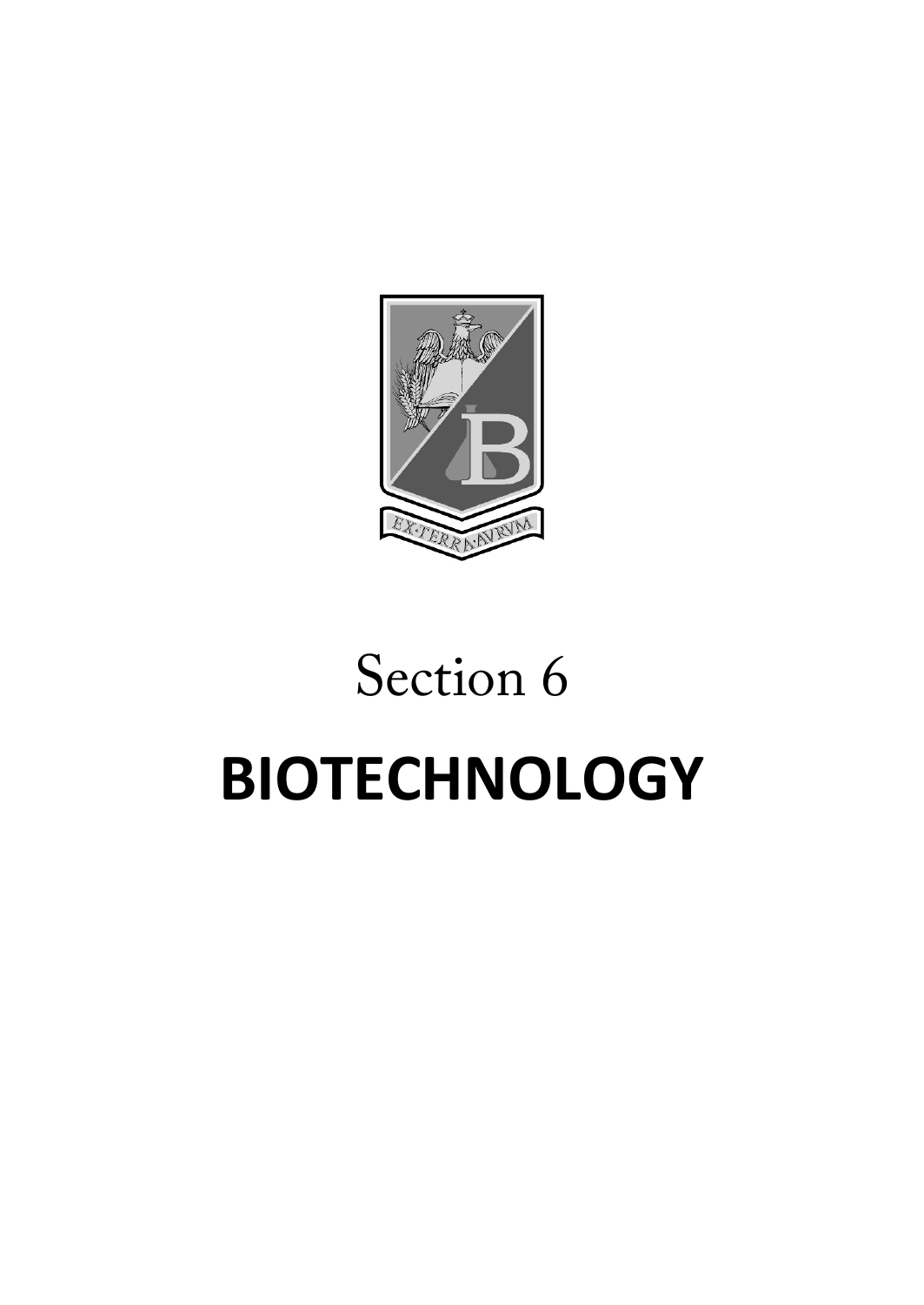# Section 6

# BIOTECHNOLOGY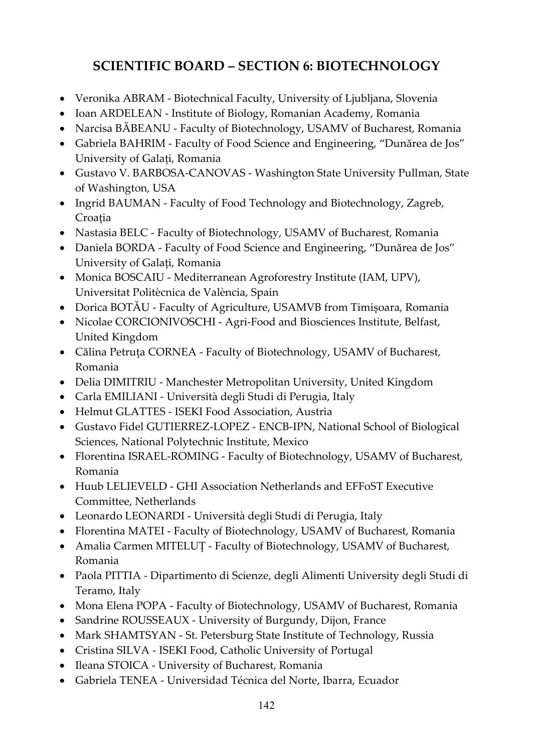## SCIENTIFIC BOARD – SECTION 6: BIOTECHNOLOGY

- Veronika ABRAM - Biotechnical Faculty, University of Ljubljana, Slovenia
- Ioan ARDELEAN - Institute of Biology, Romanian Academy, Romania
- Narcisa BĂBEANU - Faculty of Biotechnology, USAMV of Bucharest, Romania
- Gabriela BAHRIM - Faculty of Food Science and Engineering, "Dunărea de Jos" University of Galați, Romania
- Gustavo V. BARBOSA-CANOVAS - Washington State University Pullman, State of Washington, USA
- Ingrid BAUMAN - Faculty of Food Technology and Biotechnology, Zagreb, Croația
- Nastasia BELC - Faculty of Biotechnology, USAMV of Bucharest, Romania
- Daniela BORDA - Faculty of Food Science and Engineering, "Dunărea de Jos" University of Galați, Romania
- Monica BOSCAIU - Mediterranean Agroforestry Institute (IAM, UPV), Universitat Politècnica de València, Spain
- Dorica BOTĂU - Faculty of Agriculture, USAMVB from Timișoara, Romania
- Nicolae CORCIONIVOSCHI - Agri-Food and Biosciences Institute, Belfast, United Kingdom
- Călina Petruța CORNEA - Faculty of Biotechnology, USAMV of Bucharest, Romania
- Delia DIMITRIU - Manchester Metropolitan University, United Kingdom
- Carla EMILIANI - Università degli Studi di Perugia, Italy
- Helmut GLATTES - ISEKI Food Association, Austria
- Gustavo Fidel GUTIERREZ-LOPEZ - ENCB-IPN, National School of Biological Sciences, National Polytechnic Institute, Mexico
- Florentina ISRAEL-ROMING - Faculty of Biotechnology, USAMV of Bucharest, Romania
- Huub LELIEVELD - GHI Association Netherlands and EFFoST Executive Committee, Netherlands
- Leonardo LEONARDI - Università degli Studi di Perugia, Italy
- Florentina MATEI - Faculty of Biotechnology, USAMV of Bucharest, Romania
- Amalia Carmen MITELUȚ - Faculty of Biotechnology, USAMV of Bucharest, Romania
- Paola PITTIA - Dipartimento di Scienze, degli Alimenti University degli Studi di Teramo, Italy
- Mona Elena POPA - Faculty of Biotechnology, USAMV of Bucharest, Romania
- Sandrine ROUSSEAUX - University of Burgundy, Dijon, France
- Mark SHAMTSYAN - St. Petersburg State Institute of Technology, Russia
- Cristina SILVA - ISEKI Food, Catholic University of Portugal
- Ileana STOICA - University of Bucharest, Romania
- Gabriela TENEA - Universidad Técnica del Norte, Ibarra, Ecuador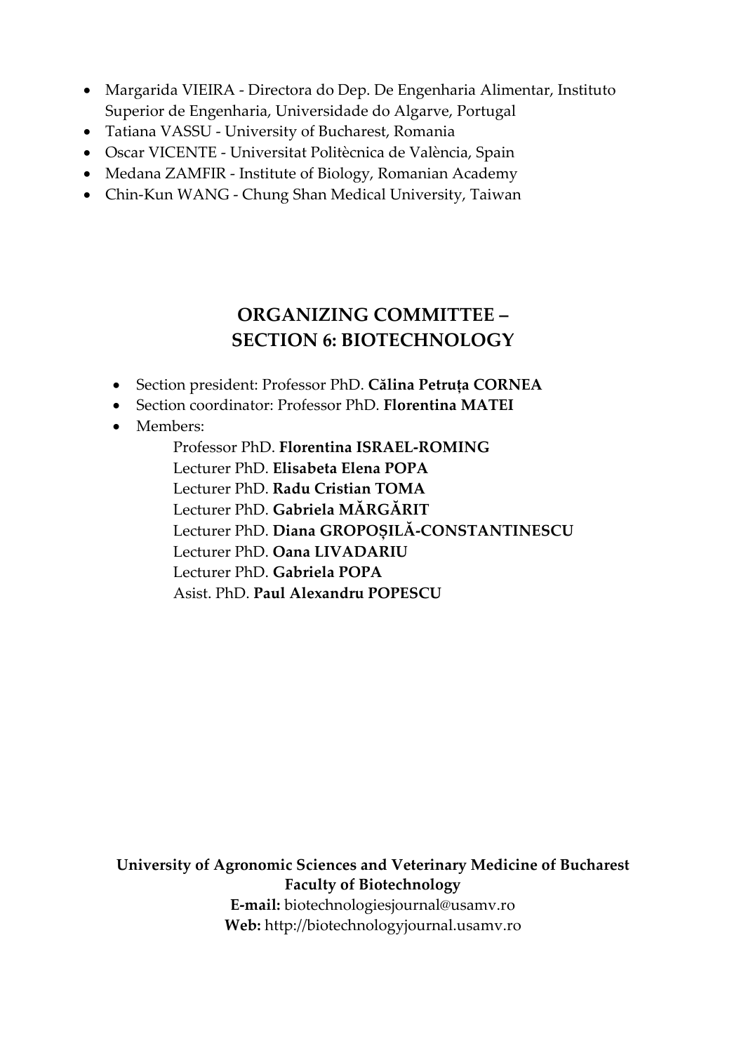- Margarida VIEIRA - Directora do Dep. De Engenharia Alimentar, Instituto Superior de Engenharia, Universidade do Algarve, Portugal
- Tatiana VASSU - University of Bucharest, Romania
- Oscar VICENTE - Universitat Politècnica de València, Spain
- Medana ZAMFIR - Institute of Biology, Romanian Academy
- Chin-Kun WANG - Chung Shan Medical University, Taiwan

## ORGANIZING COMMITTEE – SECTION 6: BIOTECHNOLOGY

- Section president: Professor PhD. **Călina Petruța CORNEA**
- Section coordinator: Professor PhD. **Florentina MATEI**
- Members:

  Professor PhD. **Florentina ISRAEL-ROMING**
  Lecturer PhD. **Elisabeta Elena POPA**
  Lecturer PhD. **Radu Cristian TOMA**
  Lecturer PhD. **Gabriela MĂRGĂRIT**
  Lecturer PhD. **Diana GROPOȘILĂ-CONSTANTINESCU**
  Lecturer PhD. **Oana LIVADARIU**
  Lecturer PhD. **Gabriela POPA**
  Asist. PhD. **Paul Alexandru POPESCU**

**University of Agronomic Sciences and Veterinary Medicine of Bucharest**
**Faculty of Biotechnology**
**E-mail:** biotechnologiesjournal@usamv.ro
**Web:** http://biotechnologyjournal.usamv.ro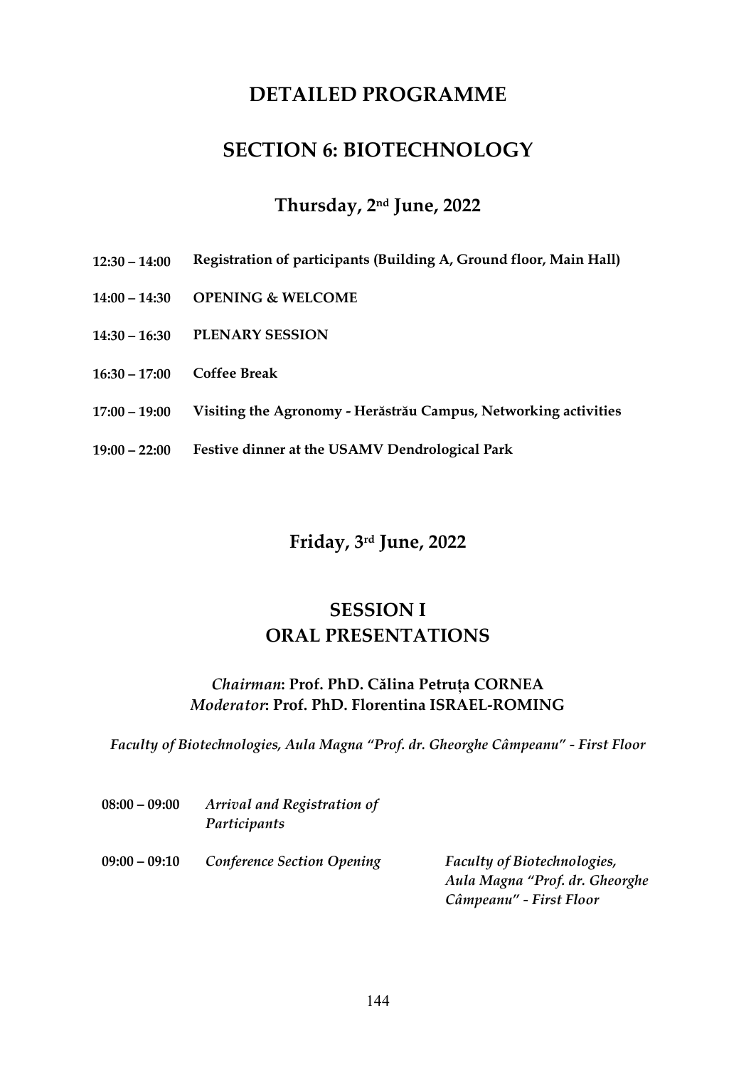# DETAILED PROGRAMME

## SECTION 6: BIOTECHNOLOGY

### Thursday, 2nd June, 2022

**12:30 – 14:00** **Registration of participants (Building A, Ground floor, Main Hall)**

**14:00 – 14:30** **OPENING & WELCOME**

**14:30 – 16:30** **PLENARY SESSION**

**16:30 – 17:00** **Coffee Break**

**17:00 – 19:00** **Visiting the Agronomy - Herăstrău Campus, Networking activities**

**19:00 – 22:00** **Festive dinner at the USAMV Dendrological Park**

### Friday, 3rd June, 2022

## SESSION I
## ORAL PRESENTATIONS

***Chairman*: Prof. PhD. Călina Petruța CORNEA**
***Moderator*: Prof. PhD. Florentina ISRAEL-ROMING**

*Faculty of Biotechnologies, Aula Magna "Prof. dr. Gheorghe Câmpeanu" - First Floor*

| | | |
|---|---|---|
| **08:00 – 09:00** | *Arrival and Registration of Participants* | |
| **09:00 – 09:10** | *Conference Section Opening* | *Faculty of Biotechnologies, Aula Magna "Prof. dr. Gheorghe Câmpeanu" - First Floor* |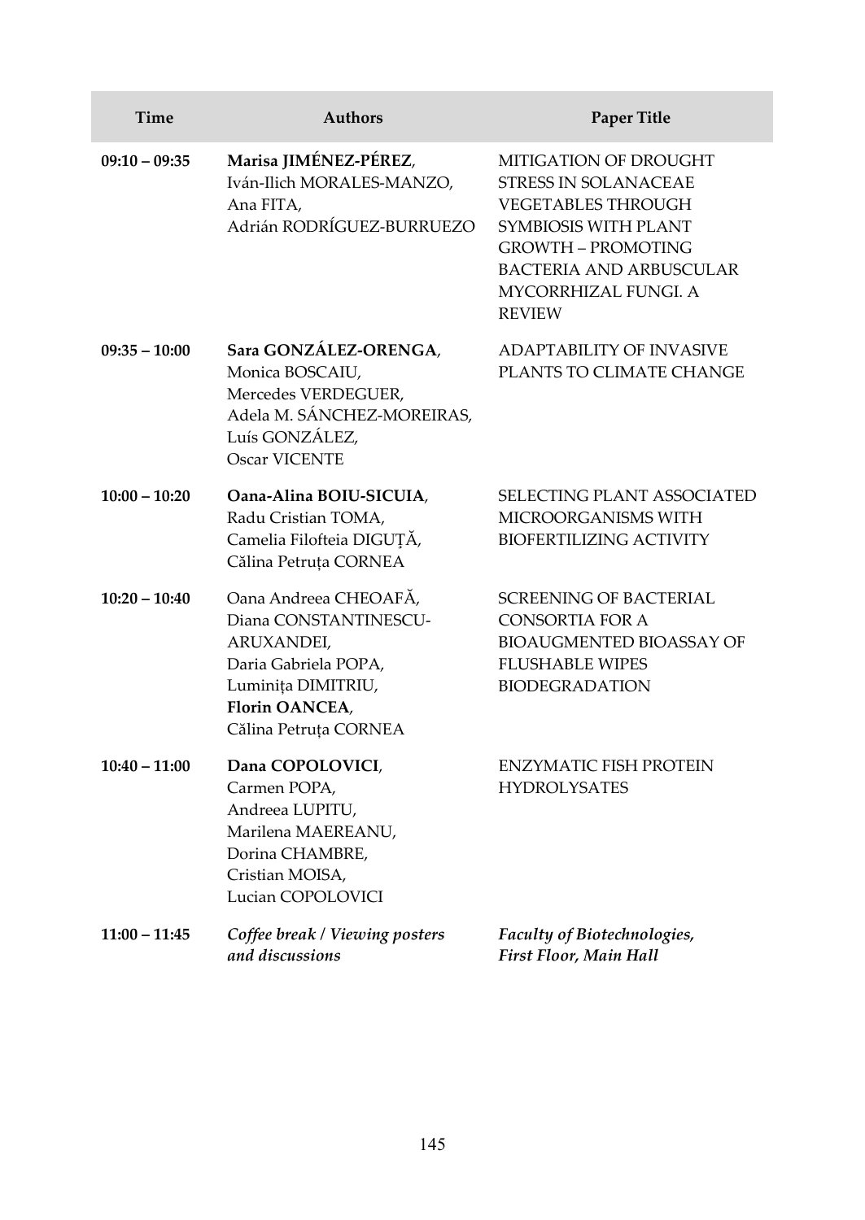| Time | Authors | Paper Title |
|---|---|---|
| 09:10 – 09:35 | **Marisa JIMÉNEZ-PÉREZ**, Iván-Ilich MORALES-MANZO, Ana FITA, Adrián RODRÍGUEZ-BURRUEZO | MITIGATION OF DROUGHT STRESS IN SOLANACEAE VEGETABLES THROUGH SYMBIOSIS WITH PLANT GROWTH – PROMOTING BACTERIA AND ARBUSCULAR MYCORRHIZAL FUNGI. A REVIEW |
| 09:35 – 10:00 | **Sara GONZÁLEZ-ORENGA**, Monica BOSCAIU, Mercedes VERDEGUER, Adela M. SÁNCHEZ-MOREIRAS, Luís GONZÁLEZ, Oscar VICENTE | ADAPTABILITY OF INVASIVE PLANTS TO CLIMATE CHANGE |
| 10:00 – 10:20 | **Oana-Alina BOIU-SICUIA**, Radu Cristian TOMA, Camelia Filofteia DIGUȚĂ, Călina Petruța CORNEA | SELECTING PLANT ASSOCIATED MICROORGANISMS WITH BIOFERTILIZING ACTIVITY |
| 10:20 – 10:40 | Oana Andreea CHEOAFĂ, Diana CONSTANTINESCU-ARUXANDEI, Daria Gabriela POPA, Luminița DIMITRIU, **Florin OANCEA**, Călina Petruța CORNEA | SCREENING OF BACTERIAL CONSORTIA FOR A BIOAUGMENTED BIOASSAY OF FLUSHABLE WIPES BIODEGRADATION |
| 10:40 – 11:00 | **Dana COPOLOVICI**, Carmen POPA, Andreea LUPITU, Marilena MAEREANU, Dorina CHAMBRE, Cristian MOISA, Lucian COPOLOVICI | ENZYMATIC FISH PROTEIN HYDROLYSATES |
| 11:00 – 11:45 | ***Coffee break / Viewing posters and discussions*** | ***Faculty of Biotechnologies, First Floor, Main Hall*** |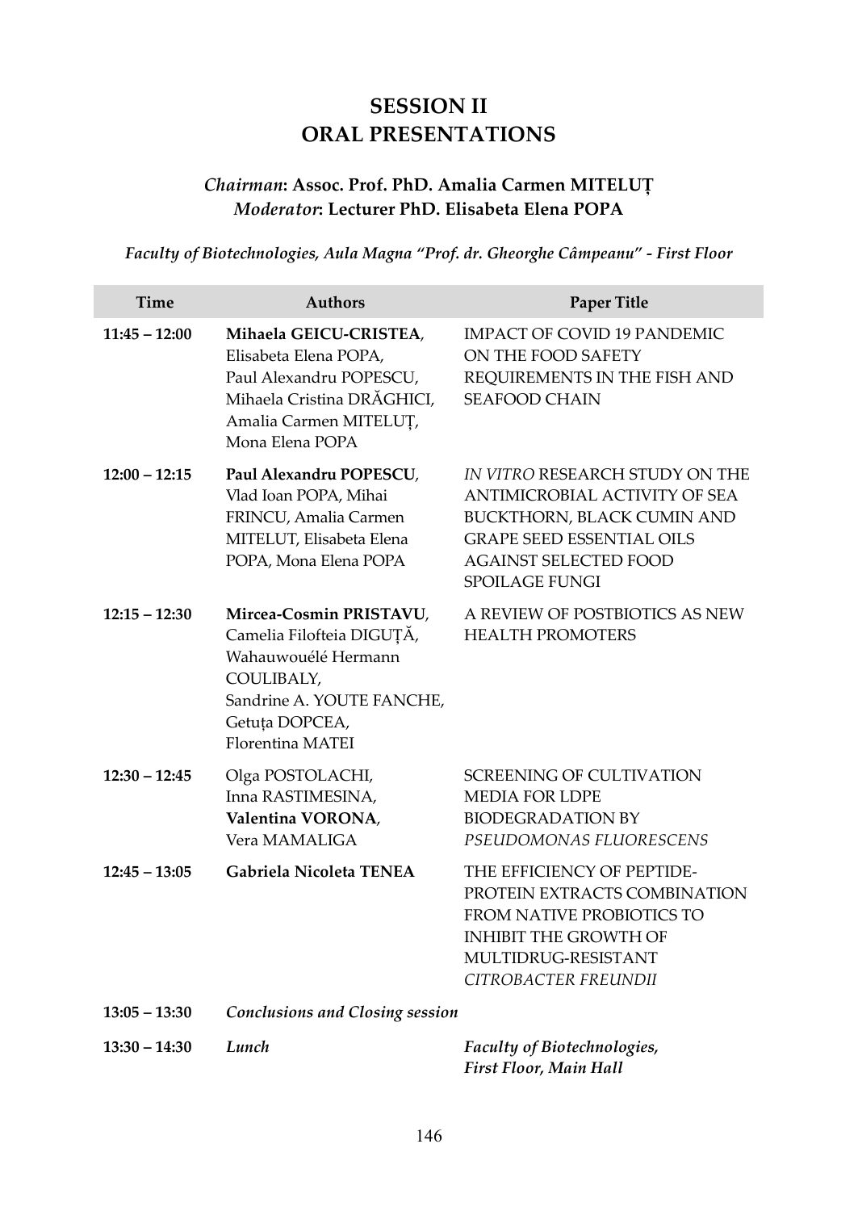# SESSION II
# ORAL PRESENTATIONS

### *Chairman*: Assoc. Prof. PhD. Amalia Carmen MITELUȚ
### *Moderator*: Lecturer PhD. Elisabeta Elena POPA

***Faculty of Biotechnologies, Aula Magna "Prof. dr. Gheorghe Câmpeanu" - First Floor***

| Time | Authors | Paper Title |
|---|---|---|
| **11:45 – 12:00** | **Mihaela GEICU-CRISTEA**, Elisabeta Elena POPA, Paul Alexandru POPESCU, Mihaela Cristina DRĂGHICI, Amalia Carmen MITELUȚ, Mona Elena POPA | IMPACT OF COVID 19 PANDEMIC ON THE FOOD SAFETY REQUIREMENTS IN THE FISH AND SEAFOOD CHAIN |
| **12:00 – 12:15** | **Paul Alexandru POPESCU**, Vlad Ioan POPA, Mihai FRINCU, Amalia Carmen MITELUT, Elisabeta Elena POPA, Mona Elena POPA | *IN VITRO* RESEARCH STUDY ON THE ANTIMICROBIAL ACTIVITY OF SEA BUCKTHORN, BLACK CUMIN AND GRAPE SEED ESSENTIAL OILS AGAINST SELECTED FOOD SPOILAGE FUNGI |
| **12:15 – 12:30** | **Mircea-Cosmin PRISTAVU**, Camelia Filofteia DIGUȚĂ, Wahauwouélé Hermann COULIBALY, Sandrine A. YOUTE FANCHE, Getuța DOPCEA, Florentina MATEI | A REVIEW OF POSTBIOTICS AS NEW HEALTH PROMOTERS |
| **12:30 – 12:45** | Olga POSTOLACHI, Inna RASTIMESINA, **Valentina VORONA**, Vera MAMALIGA | SCREENING OF CULTIVATION MEDIA FOR LDPE BIODEGRADATION BY *PSEUDOMONAS FLUORESCENS* |
| **12:45 – 13:05** | **Gabriela Nicoleta TENEA** | THE EFFICIENCY OF PEPTIDE-PROTEIN EXTRACTS COMBINATION FROM NATIVE PROBIOTICS TO INHIBIT THE GROWTH OF MULTIDRUG-RESISTANT *CITROBACTER FREUNDII* |
| **13:05 – 13:30** | ***Conclusions and Closing session*** | |
| **13:30 – 14:30** | ***Lunch*** | ***Faculty of Biotechnologies, First Floor, Main Hall*** |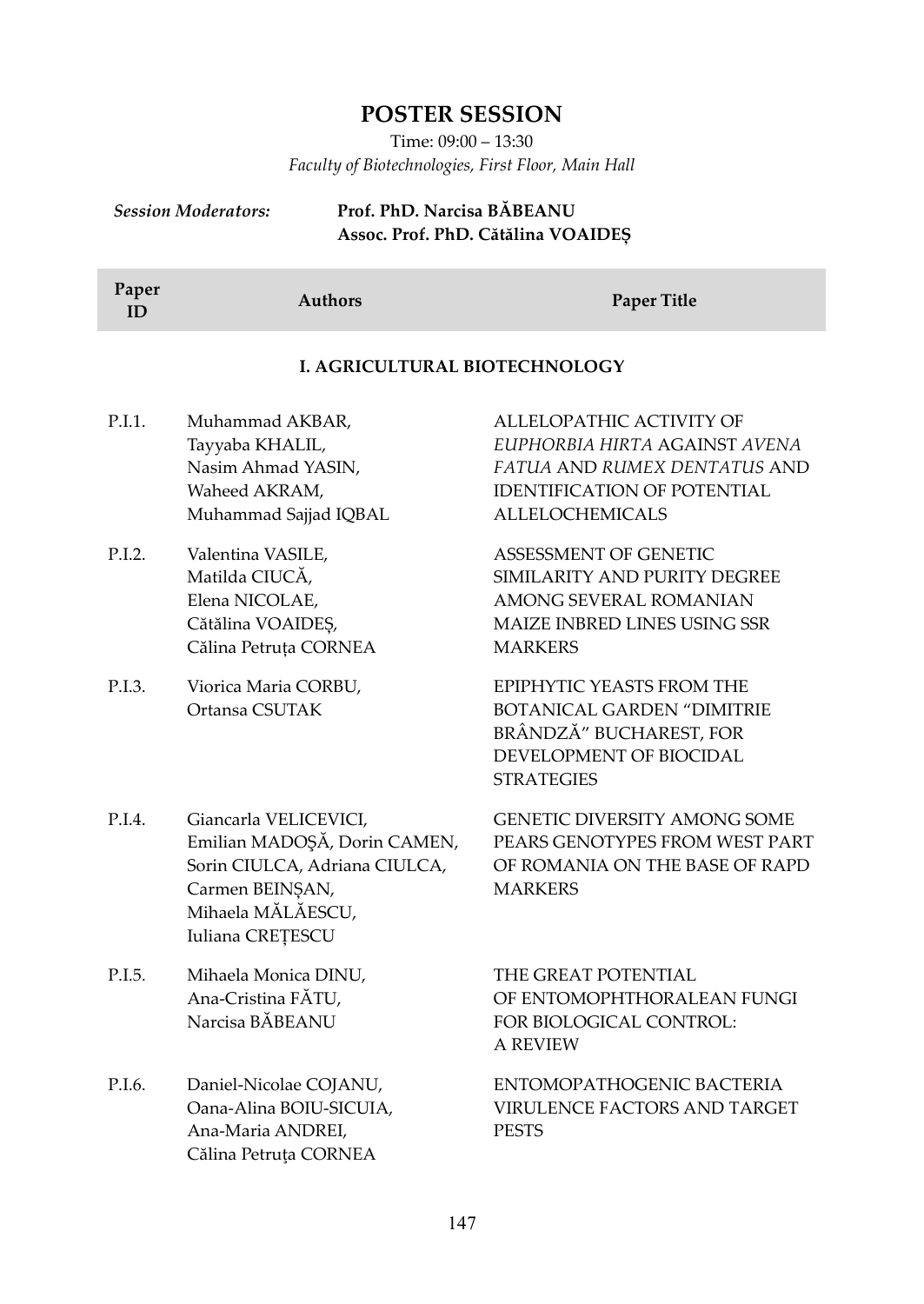## POSTER SESSION

Time: 09:00 – 13:30

*Faculty of Biotechnologies, First Floor, Main Hall*

*Session Moderators:* **Prof. PhD. Narcisa BĂBEANU**
**Assoc. Prof. PhD. Cătălina VOAIDEȘ**

| Paper ID | Authors | Paper Title |
|---|---|---|
| | **I. AGRICULTURAL BIOTECHNOLOGY** | |
| P.I.1. | Muhammad AKBAR, Tayyaba KHALIL, Nasim Ahmad YASIN, Waheed AKRAM, Muhammad Sajjad IQBAL | ALLELOPATHIC ACTIVITY OF *EUPHORBIA HIRTA* AGAINST *AVENA FATUA* AND *RUMEX DENTATUS* AND IDENTIFICATION OF POTENTIAL ALLELOCHEMICALS |
| P.I.2. | Valentina VASILE, Matilda CIUCĂ, Elena NICOLAE, Cătălina VOAIDEȘ, Călina Petruța CORNEA | ASSESSMENT OF GENETIC SIMILARITY AND PURITY DEGREE AMONG SEVERAL ROMANIAN MAIZE INBRED LINES USING SSR MARKERS |
| P.I.3. | Viorica Maria CORBU, Ortansa CSUTAK | EPIPHYTIC YEASTS FROM THE BOTANICAL GARDEN "DIMITRIE BRÂNDZĂ" BUCHAREST, FOR DEVELOPMENT OF BIOCIDAL STRATEGIES |
| P.I.4. | Giancarla VELICEVICI, Emilian MADOŞĂ, Dorin CAMEN, Sorin CIULCA, Adriana CIULCA, Carmen BEINȘAN, Mihaela MĂLĂESCU, Iuliana CREȚESCU | GENETIC DIVERSITY AMONG SOME PEARS GENOTYPES FROM WEST PART OF ROMANIA ON THE BASE OF RAPD MARKERS |
| P.I.5. | Mihaela Monica DINU, Ana-Cristina FĂTU, Narcisa BĂBEANU | THE GREAT POTENTIAL OF ENTOMOPHTHORALEAN FUNGI FOR BIOLOGICAL CONTROL: A REVIEW |
| P.I.6. | Daniel-Nicolae COJANU, Oana-Alina BOIU-SICUIA, Ana-Maria ANDREI, Călina Petruța CORNEA | ENTOMOPATHOGENIC BACTERIA VIRULENCE FACTORS AND TARGET PESTS |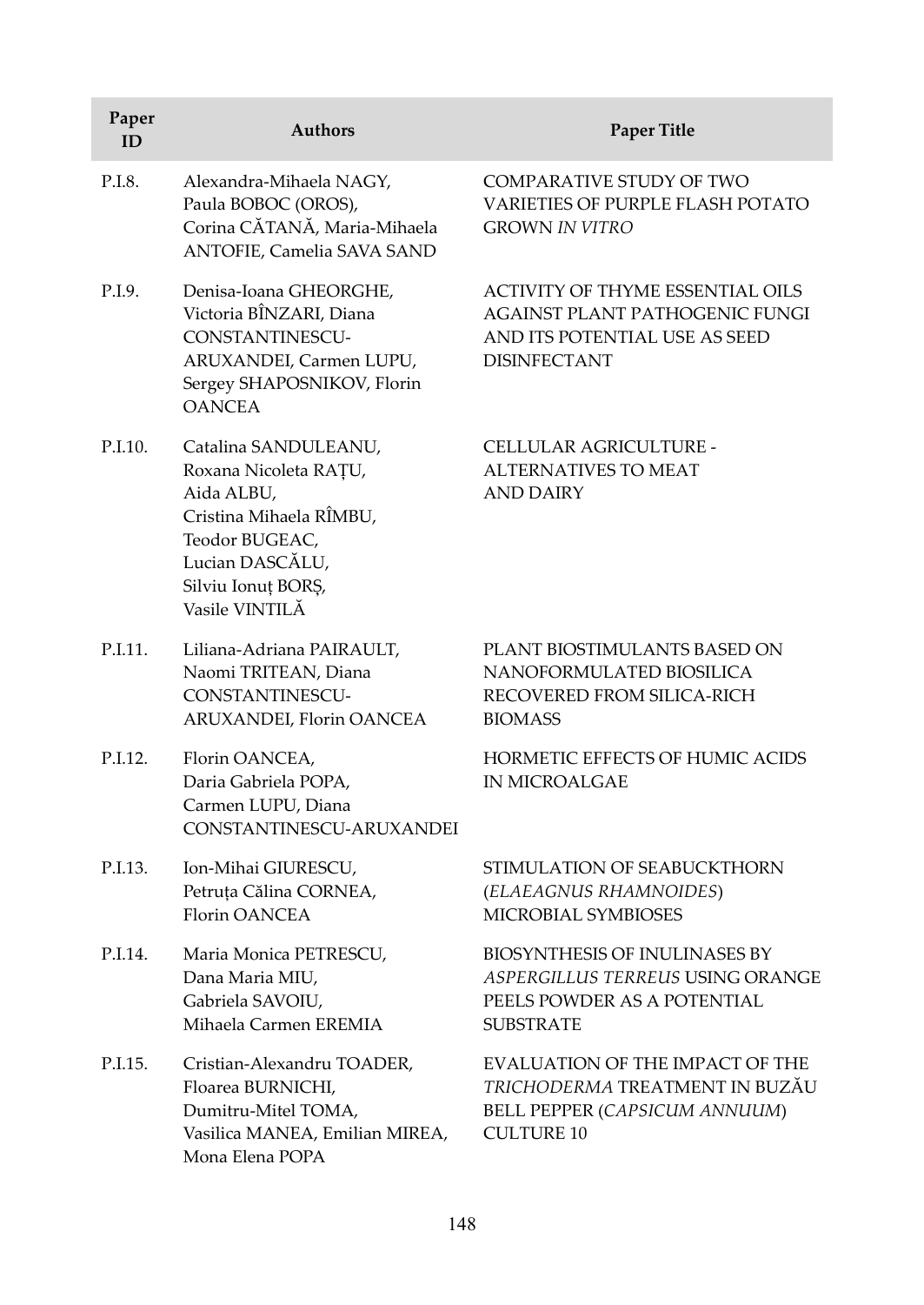| Paper ID | Authors | Paper Title |
|---|---|---|
| P.I.8. | Alexandra-Mihaela NAGY, Paula BOBOC (OROS), Corina CĂTANĂ, Maria-Mihaela ANTOFIE, Camelia SAVA SAND | COMPARATIVE STUDY OF TWO VARIETIES OF PURPLE FLASH POTATO GROWN *IN VITRO* |
| P.I.9. | Denisa-Ioana GHEORGHE, Victoria BÎNZARI, Diana CONSTANTINESCU-ARUXANDEI, Carmen LUPU, Sergey SHAPOSNIKOV, Florin OANCEA | ACTIVITY OF THYME ESSENTIAL OILS AGAINST PLANT PATHOGENIC FUNGI AND ITS POTENTIAL USE AS SEED DISINFECTANT |
| P.I.10. | Catalina SANDULEANU, Roxana Nicoleta RAȚU, Aida ALBU, Cristina Mihaela RÎMBU, Teodor BUGEAC, Lucian DASCĂLU, Silviu Ionuț BORȘ, Vasile VINTILĂ | CELLULAR AGRICULTURE - ALTERNATIVES TO MEAT AND DAIRY |
| P.I.11. | Liliana-Adriana PAIRAULT, Naomi TRITEAN, Diana CONSTANTINESCU-ARUXANDEI, Florin OANCEA | PLANT BIOSTIMULANTS BASED ON NANOFORMULATED BIOSILICA RECOVERED FROM SILICA-RICH BIOMASS |
| P.I.12. | Florin OANCEA, Daria Gabriela POPA, Carmen LUPU, Diana CONSTANTINESCU-ARUXANDEI | HORMETIC EFFECTS OF HUMIC ACIDS IN MICROALGAE |
| P.I.13. | Ion-Mihai GIURESCU, Petruța Călina CORNEA, Florin OANCEA | STIMULATION OF SEABUCKTHORN (*ELAEAGNUS RHAMNOIDES*) MICROBIAL SYMBIOSES |
| P.I.14. | Maria Monica PETRESCU, Dana Maria MIU, Gabriela SAVOIU, Mihaela Carmen EREMIA | BIOSYNTHESIS OF INULINASES BY *ASPERGILLUS TERREUS* USING ORANGE PEELS POWDER AS A POTENTIAL SUBSTRATE |
| P.I.15. | Cristian-Alexandru TOADER, Floarea BURNICHI, Dumitru-Mitel TOMA, Vasilica MANEA, Emilian MIREA, Mona Elena POPA | EVALUATION OF THE IMPACT OF THE *TRICHODERMA* TREATMENT IN BUZĂU BELL PEPPER (*CAPSICUM ANNUUM*) CULTURE 10 |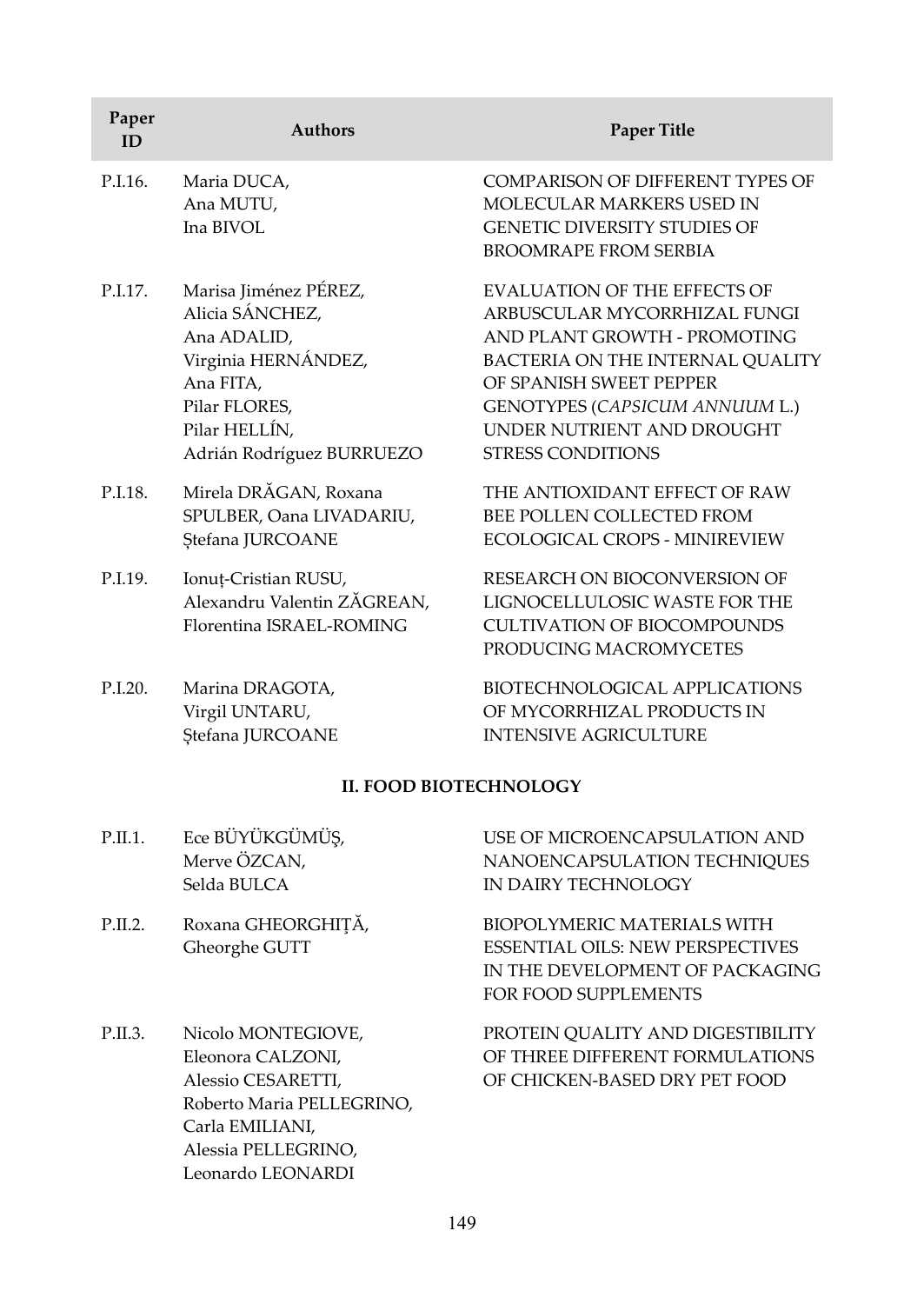| Paper ID | Authors | Paper Title |
|---|---|---|
| P.I.16. | Maria DUCA, Ana MUTU, Ina BIVOL | COMPARISON OF DIFFERENT TYPES OF MOLECULAR MARKERS USED IN GENETIC DIVERSITY STUDIES OF BROOMRAPE FROM SERBIA |
| P.I.17. | Marisa Jiménez PÉREZ, Alicia SÁNCHEZ, Ana ADALID, Virginia HERNÁNDEZ, Ana FITA, Pilar FLORES, Pilar HELLÍN, Adrián Rodríguez BURRUEZO | EVALUATION OF THE EFFECTS OF ARBUSCULAR MYCORRHIZAL FUNGI AND PLANT GROWTH - PROMOTING BACTERIA ON THE INTERNAL QUALITY OF SPANISH SWEET PEPPER GENOTYPES (*CAPSICUM ANNUUM* L.) UNDER NUTRIENT AND DROUGHT STRESS CONDITIONS |
| P.I.18. | Mirela DRĂGAN, Roxana SPULBER, Oana LIVADARIU, Ștefana JURCOANE | THE ANTIOXIDANT EFFECT OF RAW BEE POLLEN COLLECTED FROM ECOLOGICAL CROPS - MINIREVIEW |
| P.I.19. | Ionuț-Cristian RUSU, Alexandru Valentin ZĂGREAN, Florentina ISRAEL-ROMING | RESEARCH ON BIOCONVERSION OF LIGNOCELLULOSIC WASTE FOR THE CULTIVATION OF BIOCOMPOUNDS PRODUCING MACROMYCETES |
| P.I.20. | Marina DRAGOTA, Virgil UNTARU, Ștefana JURCOANE | BIOTECHNOLOGICAL APPLICATIONS OF MYCORRHIZAL PRODUCTS IN INTENSIVE AGRICULTURE |

## II. FOOD BIOTECHNOLOGY

| Paper ID | Authors | Paper Title |
|---|---|---|
| P.II.1. | Ece BÜYÜKGÜMÜŞ, Merve ÖZCAN, Selda BULCA | USE OF MICROENCAPSULATION AND NANOENCAPSULATION TECHNIQUES IN DAIRY TECHNOLOGY |
| P.II.2. | Roxana GHEORGHIȚĂ, Gheorghe GUTT | BIOPOLYMERIC MATERIALS WITH ESSENTIAL OILS: NEW PERSPECTIVES IN THE DEVELOPMENT OF PACKAGING FOR FOOD SUPPLEMENTS |
| P.II.3. | Nicolo MONTEGIOVE, Eleonora CALZONI, Alessio CESARETTI, Roberto Maria PELLEGRINO, Carla EMILIANI, Alessia PELLEGRINO, Leonardo LEONARDI | PROTEIN QUALITY AND DIGESTIBILITY OF THREE DIFFERENT FORMULATIONS OF CHICKEN-BASED DRY PET FOOD |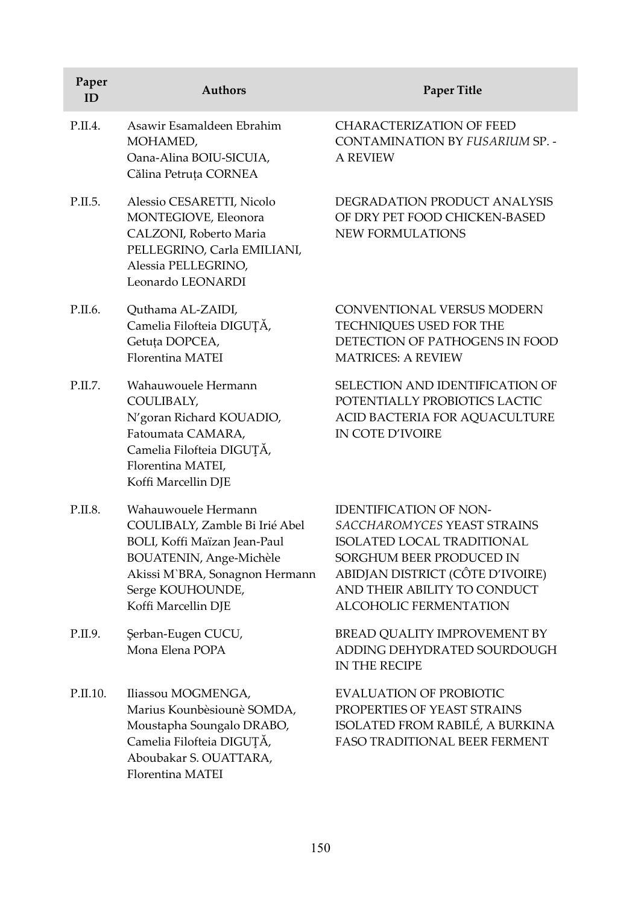| Paper ID | Authors | Paper Title |
| --- | --- | --- |
| P.II.4. | Asawir Esamaldeen Ebrahim MOHAMED, Oana-Alina BOIU-SICUIA, Călina Petruța CORNEA | CHARACTERIZATION OF FEED CONTAMINATION BY *FUSARIUM* SP. - A REVIEW |
| P.II.5. | Alessio CESARETTI, Nicolo MONTEGIOVE, Eleonora CALZONI, Roberto Maria PELLEGRINO, Carla EMILIANI, Alessia PELLEGRINO, Leonardo LEONARDI | DEGRADATION PRODUCT ANALYSIS OF DRY PET FOOD CHICKEN-BASED NEW FORMULATIONS |
| P.II.6. | Quthama AL-ZAIDI, Camelia Filofteia DIGUȚĂ, Getuța DOPCEA, Florentina MATEI | CONVENTIONAL VERSUS MODERN TECHNIQUES USED FOR THE DETECTION OF PATHOGENS IN FOOD MATRICES: A REVIEW |
| P.II.7. | Wahauwouele Hermann COULIBALY, N'goran Richard KOUADIO, Fatoumata CAMARA, Camelia Filofteia DIGUȚĂ, Florentina MATEI, Koffi Marcellin DJE | SELECTION AND IDENTIFICATION OF POTENTIALLY PROBIOTICS LACTIC ACID BACTERIA FOR AQUACULTURE IN COTE D'IVOIRE |
| P.II.8. | Wahauwouele Hermann COULIBALY, Zamble Bi Irié Abel BOLI, Koffi Maïzan Jean-Paul BOUATENIN, Ange-Michèle Akissi M`BRA, Sonagnon Hermann Serge KOUHOUNDE, Koffi Marcellin DJE | IDENTIFICATION OF NON-*SACCHAROMYCES* YEAST STRAINS ISOLATED LOCAL TRADITIONAL SORGHUM BEER PRODUCED IN ABIDJAN DISTRICT (CÔTE D'IVOIRE) AND THEIR ABILITY TO CONDUCT ALCOHOLIC FERMENTATION |
| P.II.9. | Şerban-Eugen CUCU, Mona Elena POPA | BREAD QUALITY IMPROVEMENT BY ADDING DEHYDRATED SOURDOUGH IN THE RECIPE |
| P.II.10. | Iliassou MOGMENGA, Marius Kounbèsiounè SOMDA, Moustapha Soungalo DRABO, Camelia Filofteia DIGUȚĂ, Aboubakar S. OUATTARA, Florentina MATEI | EVALUATION OF PROBIOTIC PROPERTIES OF YEAST STRAINS ISOLATED FROM RABILÉ, A BURKINA FASO TRADITIONAL BEER FERMENT |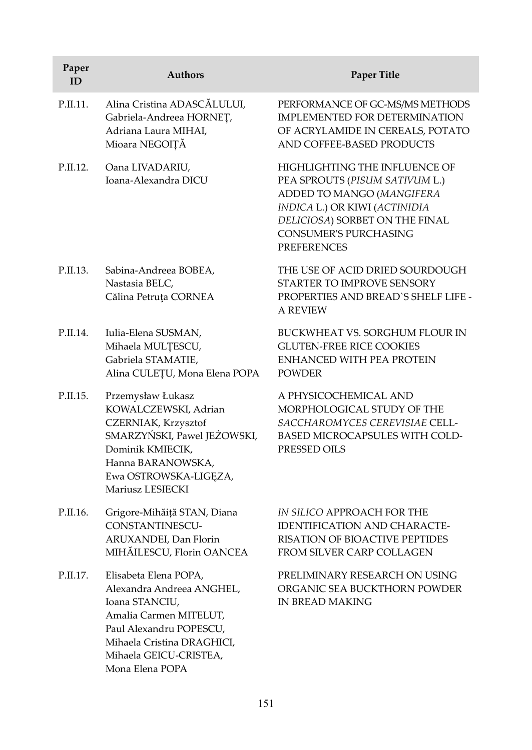| Paper ID | Authors | Paper Title |
|---|---|---|
| P.II.11. | Alina Cristina ADASCĂLULUI, Gabriela-Andreea HORNEȚ, Adriana Laura MIHAI, Mioara NEGOIȚĂ | PERFORMANCE OF GC-MS/MS METHODS IMPLEMENTED FOR DETERMINATION OF ACRYLAMIDE IN CEREALS, POTATO AND COFFEE-BASED PRODUCTS |
| P.II.12. | Oana LIVADARIU, Ioana-Alexandra DICU | HIGHLIGHTING THE INFLUENCE OF PEA SPROUTS (*PISUM SATIVUM* L.) ADDED TO MANGO (*MANGIFERA INDICA* L.) OR KIWI (*ACTINIDIA DELICIOSA*) SORBET ON THE FINAL CONSUMER'S PURCHASING PREFERENCES |
| P.II.13. | Sabina-Andreea BOBEA, Nastasia BELC, Călina Petruța CORNEA | THE USE OF ACID DRIED SOURDOUGH STARTER TO IMPROVE SENSORY PROPERTIES AND BREAD`S SHELF LIFE - A REVIEW |
| P.II.14. | Iulia-Elena SUSMAN, Mihaela MULȚESCU, Gabriela STAMATIE, Alina CULEȚU, Mona Elena POPA | BUCKWHEAT VS. SORGHUM FLOUR IN GLUTEN-FREE RICE COOKIES ENHANCED WITH PEA PROTEIN POWDER |
| P.II.15. | Przemysław Łukasz KOWALCZEWSKI, Adrian CZERNIAK, Krzysztof SMARZYŃSKI, Pawel JEŻOWSKI, Dominik KMIECIK, Hanna BARANOWSKA, Ewa OSTROWSKA-LIGĘZA, Mariusz LESIECKI | A PHYSICOCHEMICAL AND MORPHOLOGICAL STUDY OF THE *SACCHAROMYCES CEREVISIAE* CELL-BASED MICROCAPSULES WITH COLD-PRESSED OILS |
| P.II.16. | Grigore-Mihăiță STAN, Diana CONSTANTINESCU-ARUXANDEI, Dan Florin MIHĂILESCU, Florin OANCEA | *IN SILICO* APPROACH FOR THE IDENTIFICATION AND CHARACTERISATION OF BIOACTIVE PEPTIDES FROM SILVER CARP COLLAGEN |
| P.II.17. | Elisabeta Elena POPA, Alexandra Andreea ANGHEL, Ioana STANCIU, Amalia Carmen MITELUT, Paul Alexandru POPESCU, Mihaela Cristina DRAGHICI, Mihaela GEICU-CRISTEA, Mona Elena POPA | PRELIMINARY RESEARCH ON USING ORGANIC SEA BUCKTHORN POWDER IN BREAD MAKING |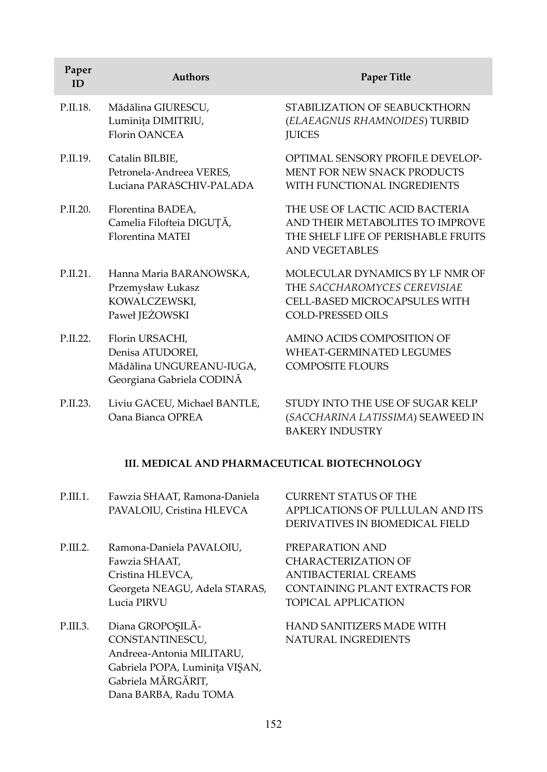| Paper ID | Authors | Paper Title |
|---|---|---|
| P.II.18. | Mădălina GIURESCU, Luminița DIMITRIU, Florin OANCEA | STABILIZATION OF SEABUCKTHORN (*ELAEAGNUS RHAMNOIDES*) TURBID JUICES |
| P.II.19. | Catalin BILBIE, Petronela-Andreea VERES, Luciana PARASCHIV-PALADA | OPTIMAL SENSORY PROFILE DEVELOPMENT FOR NEW SNACK PRODUCTS WITH FUNCTIONAL INGREDIENTS |
| P.II.20. | Florentina BADEA, Camelia Filofteia DIGUȚĂ, Florentina MATEI | THE USE OF LACTIC ACID BACTERIA AND THEIR METABOLITES TO IMPROVE THE SHELF LIFE OF PERISHABLE FRUITS AND VEGETABLES |
| P.II.21. | Hanna Maria BARANOWSKA, Przemysław Łukasz KOWALCZEWSKI, Paweł JEŻOWSKI | MOLECULAR DYNAMICS BY LF NMR OF THE *SACCHAROMYCES CEREVISIAE* CELL-BASED MICROCAPSULES WITH COLD-PRESSED OILS |
| P.II.22. | Florin URSACHI, Denisa ATUDOREI, Mădălina UNGUREANU-IUGA, Georgiana Gabriela CODINĂ | AMINO ACIDS COMPOSITION OF WHEAT-GERMINATED LEGUMES COMPOSITE FLOURS |
| P.II.23. | Liviu GACEU, Michael BANTLE, Oana Bianca OPREA | STUDY INTO THE USE OF SUGAR KELP (*SACCHARINA LATISSIMA*) SEAWEED IN BAKERY INDUSTRY |

## III. MEDICAL AND PHARMACEUTICAL BIOTECHNOLOGY

| Paper ID | Authors | Paper Title |
|---|---|---|
| P.III.1. | Fawzia SHAAT, Ramona-Daniela PAVALOIU, Cristina HLEVCA | CURRENT STATUS OF THE APPLICATIONS OF PULLULAN AND ITS DERIVATIVES IN BIOMEDICAL FIELD |
| P.III.2. | Ramona-Daniela PAVALOIU, Fawzia SHAAT, Cristina HLEVCA, Georgeta NEAGU, Adela STARAS, Lucia PIRVU | PREPARATION AND CHARACTERIZATION OF ANTIBACTERIAL CREAMS CONTAINING PLANT EXTRACTS FOR TOPICAL APPLICATION |
| P.III.3. | Diana GROPOȘILĂ-CONSTANTINESCU, Andreea-Antonia MILITARU, Gabriela POPA, Luminița VIȘAN, Gabriela MĂRGĂRIT, Dana BARBA, Radu TOMA | HAND SANITIZERS MADE WITH NATURAL INGREDIENTS |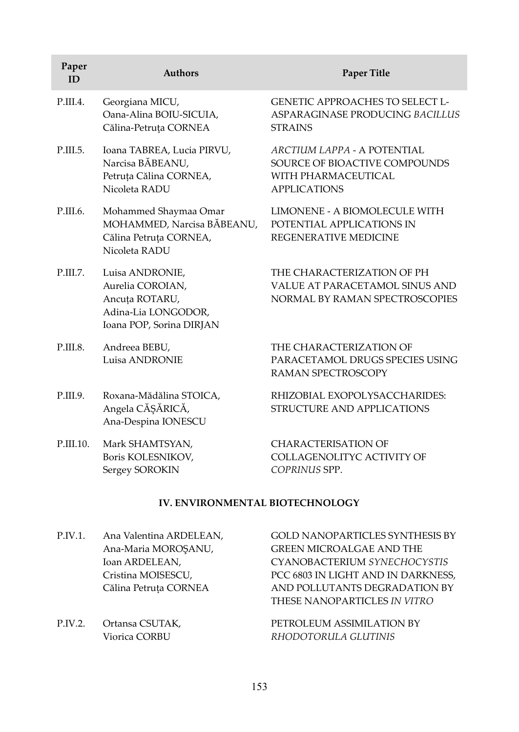| Paper ID | Authors | Paper Title |
| --- | --- | --- |
| P.III.4. | Georgiana MICU, Oana-Alina BOIU-SICUIA, Călina-Petruța CORNEA | GENETIC APPROACHES TO SELECT L-ASPARAGINASE PRODUCING *BACILLUS* STRAINS |
| P.III.5. | Ioana TABREA, Lucia PIRVU, Narcisa BĂBEANU, Petruța Călina CORNEA, Nicoleta RADU | *ARCTIUM LAPPA* - A POTENTIAL SOURCE OF BIOACTIVE COMPOUNDS WITH PHARMACEUTICAL APPLICATIONS |
| P.III.6. | Mohammed Shaymaa Omar MOHAMMED, Narcisa BĂBEANU, Călina Petruţa CORNEA, Nicoleta RADU | LIMONENE - A BIOMOLECULE WITH POTENTIAL APPLICATIONS IN REGENERATIVE MEDICINE |
| P.III.7. | Luisa ANDRONIE, Aurelia COROIAN, Ancuța ROTARU, Adina-Lia LONGODOR, Ioana POP, Sorina DIRJAN | THE CHARACTERIZATION OF PH VALUE AT PARACETAMOL SINUS AND NORMAL BY RAMAN SPECTROSCOPIES |
| P.III.8. | Andreea BEBU, Luisa ANDRONIE | THE CHARACTERIZATION OF PARACETAMOL DRUGS SPECIES USING RAMAN SPECTROSCOPY |
| P.III.9. | Roxana-Mădălina STOICA, Angela CĂȘĂRICĂ, Ana-Despina IONESCU | RHIZOBIAL EXOPOLYSACCHARIDES: STRUCTURE AND APPLICATIONS |
| P.III.10. | Mark SHAMTSYAN, Boris KOLESNIKOV, Sergey SOROKIN | CHARACTERISATION OF COLLAGENOLITYC ACTIVITY OF *COPRINUS* SPP. |

## IV. ENVIRONMENTAL BIOTECHNOLOGY

| Paper ID | Authors | Paper Title |
| --- | --- | --- |
| P.IV.1. | Ana Valentina ARDELEAN, Ana-Maria MOROŞANU, Ioan ARDELEAN, Cristina MOISESCU, Călina Petruța CORNEA | GOLD NANOPARTICLES SYNTHESIS BY GREEN MICROALGAE AND THE CYANOBACTERIUM *SYNECHOCYSTIS* PCC 6803 IN LIGHT AND IN DARKNESS, AND POLLUTANTS DEGRADATION BY THESE NANOPARTICLES *IN VITRO* |
| P.IV.2. | Ortansa CSUTAK, Viorica CORBU | PETROLEUM ASSIMILATION BY *RHODOTORULA GLUTINIS* |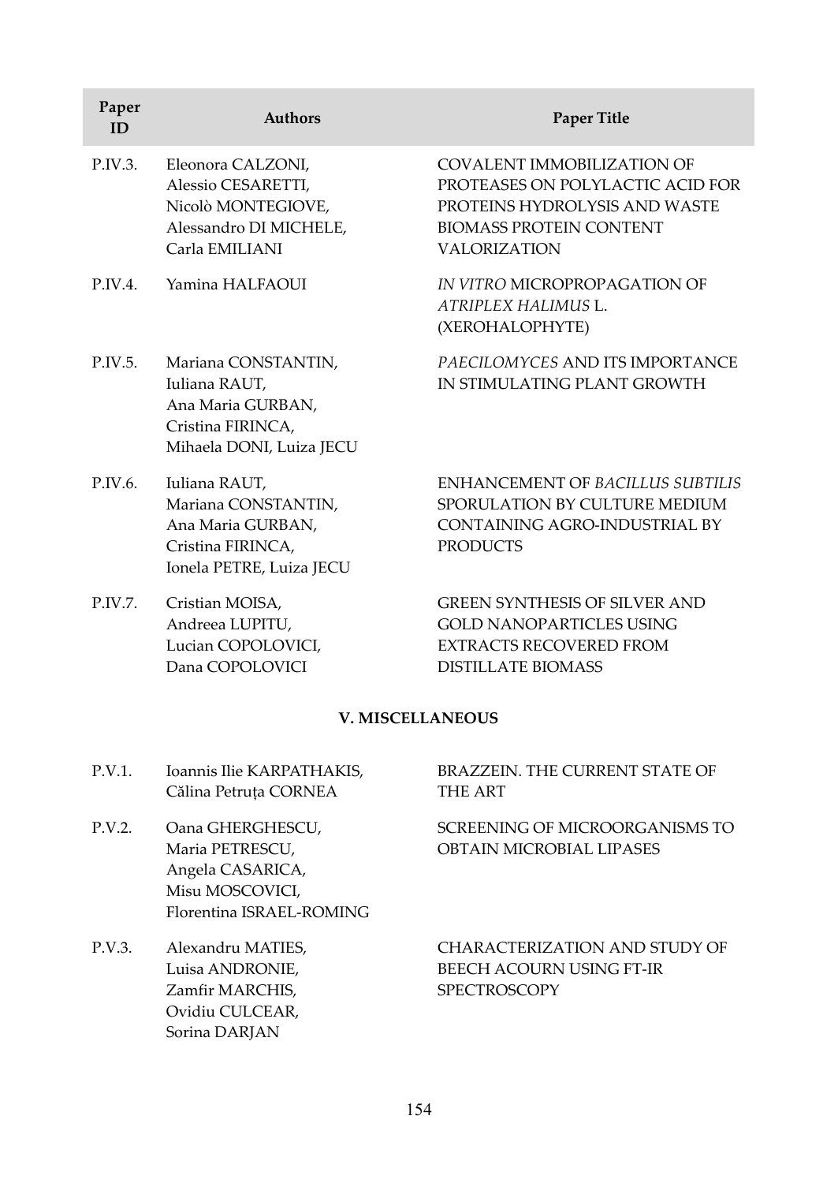| Paper ID | Authors | Paper Title |
|---|---|---|
| P.IV.3. | Eleonora CALZONI, Alessio CESARETTI, Nicolò MONTEGIOVE, Alessandro DI MICHELE, Carla EMILIANI | COVALENT IMMOBILIZATION OF PROTEASES ON POLYLACTIC ACID FOR PROTEINS HYDROLYSIS AND WASTE BIOMASS PROTEIN CONTENT VALORIZATION |
| P.IV.4. | Yamina HALFAOUI | *IN VITRO* MICROPROPAGATION OF *ATRIPLEX HALIMUS* L. (XEROHALOPHYTE) |
| P.IV.5. | Mariana CONSTANTIN, Iuliana RAUT, Ana Maria GURBAN, Cristina FIRINCA, Mihaela DONI, Luiza JECU | *PAECILOMYCES* AND ITS IMPORTANCE IN STIMULATING PLANT GROWTH |
| P.IV.6. | Iuliana RAUT, Mariana CONSTANTIN, Ana Maria GURBAN, Cristina FIRINCA, Ionela PETRE, Luiza JECU | ENHANCEMENT OF *BACILLUS SUBTILIS* SPORULATION BY CULTURE MEDIUM CONTAINING AGRO-INDUSTRIAL BY PRODUCTS |
| P.IV.7. | Cristian MOISA, Andreea LUPITU, Lucian COPOLOVICI, Dana COPOLOVICI | GREEN SYNTHESIS OF SILVER AND GOLD NANOPARTICLES USING EXTRACTS RECOVERED FROM DISTILLATE BIOMASS |

## V. MISCELLANEOUS

| Paper ID | Authors | Paper Title |
|---|---|---|
| P.V.1. | Ioannis Ilie KARPATHAKIS, Călina Petruța CORNEA | BRAZZEIN. THE CURRENT STATE OF THE ART |
| P.V.2. | Oana GHERGHESCU, Maria PETRESCU, Angela CASARICA, Misu MOSCOVICI, Florentina ISRAEL-ROMING | SCREENING OF MICROORGANISMS TO OBTAIN MICROBIAL LIPASES |
| P.V.3. | Alexandru MATIES, Luisa ANDRONIE, Zamfir MARCHIS, Ovidiu CULCEAR, Sorina DARJAN | CHARACTERIZATION AND STUDY OF BEECH ACOURN USING FT-IR SPECTROSCOPY |